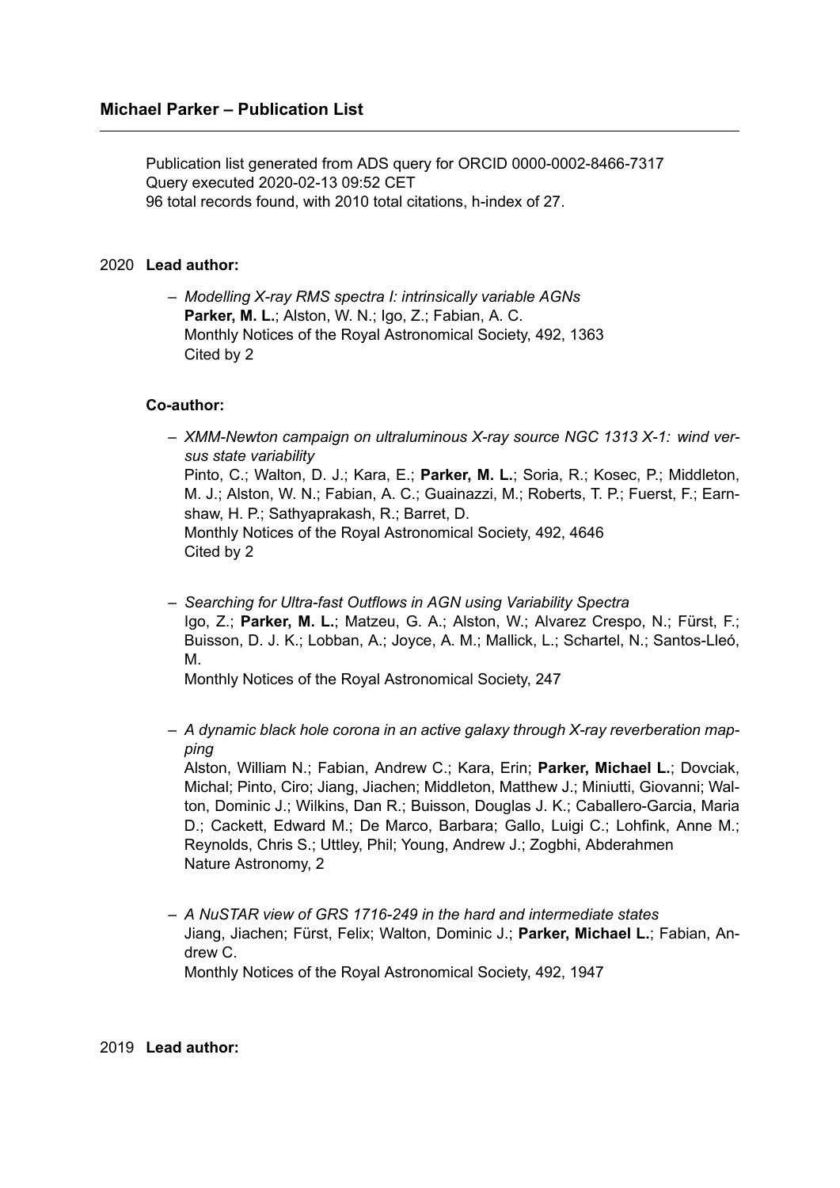## Michael Parker – Publication List

Publication list generated from ADS query for ORCID 0000-0002-8466-7317
Query executed 2020-02-13 09:52 CET
96 total records found, with 2010 total citations, h-index of 27.

2020 **Lead author:**

- *Modelling X-ray RMS spectra I: intrinsically variable AGNs*
  **Parker, M. L.**; Alston, W. N.; Igo, Z.; Fabian, A. C.
  Monthly Notices of the Royal Astronomical Society, 492, 1363
  Cited by 2

**Co-author:**

- *XMM-Newton campaign on ultraluminous X-ray source NGC 1313 X-1: wind versus state variability*
  Pinto, C.; Walton, D. J.; Kara, E.; **Parker, M. L.**; Soria, R.; Kosec, P.; Middleton, M. J.; Alston, W. N.; Fabian, A. C.; Guainazzi, M.; Roberts, T. P.; Fuerst, F.; Earnshaw, H. P.; Sathyaprakash, R.; Barret, D.
  Monthly Notices of the Royal Astronomical Society, 492, 4646
  Cited by 2

- *Searching for Ultra-fast Outflows in AGN using Variability Spectra*
  Igo, Z.; **Parker, M. L.**; Matzeu, G. A.; Alston, W.; Alvarez Crespo, N.; Fürst, F.; Buisson, D. J. K.; Lobban, A.; Joyce, A. M.; Mallick, L.; Schartel, N.; Santos-Lleó, M.
  Monthly Notices of the Royal Astronomical Society, 247

- *A dynamic black hole corona in an active galaxy through X-ray reverberation mapping*
  Alston, William N.; Fabian, Andrew C.; Kara, Erin; **Parker, Michael L.**; Dovciak, Michal; Pinto, Ciro; Jiang, Jiachen; Middleton, Matthew J.; Miniutti, Giovanni; Walton, Dominic J.; Wilkins, Dan R.; Buisson, Douglas J. K.; Caballero-Garcia, Maria D.; Cackett, Edward M.; De Marco, Barbara; Gallo, Luigi C.; Lohfink, Anne M.; Reynolds, Chris S.; Uttley, Phil; Young, Andrew J.; Zogbhi, Abderahmen
  Nature Astronomy, 2

- *A NuSTAR view of GRS 1716-249 in the hard and intermediate states*
  Jiang, Jiachen; Fürst, Felix; Walton, Dominic J.; **Parker, Michael L.**; Fabian, Andrew C.
  Monthly Notices of the Royal Astronomical Society, 492, 1947

2019 **Lead author:**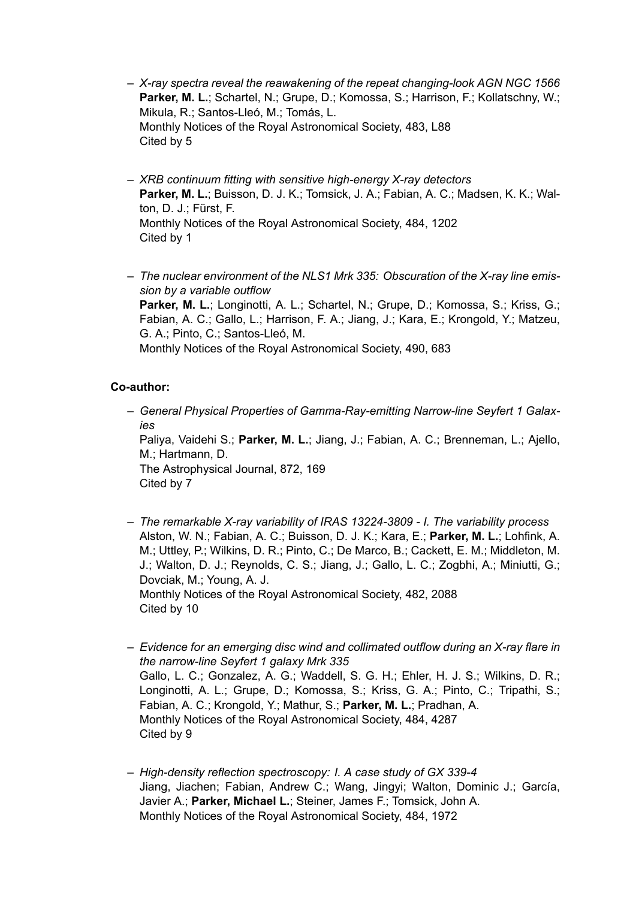- *X-ray spectra reveal the reawakening of the repeat changing-look AGN NGC 1566*
  **Parker, M. L.**; Schartel, N.; Grupe, D.; Komossa, S.; Harrison, F.; Kollatschny, W.; Mikula, R.; Santos-Lleó, M.; Tomás, L.
  Monthly Notices of the Royal Astronomical Society, 483, L88
  Cited by 5

- *XRB continuum fitting with sensitive high-energy X-ray detectors*
  **Parker, M. L.**; Buisson, D. J. K.; Tomsick, J. A.; Fabian, A. C.; Madsen, K. K.; Walton, D. J.; Fürst, F.
  Monthly Notices of the Royal Astronomical Society, 484, 1202
  Cited by 1

- *The nuclear environment of the NLS1 Mrk 335: Obscuration of the X-ray line emission by a variable outflow*
  **Parker, M. L.**; Longinotti, A. L.; Schartel, N.; Grupe, D.; Komossa, S.; Kriss, G.; Fabian, A. C.; Gallo, L.; Harrison, F. A.; Jiang, J.; Kara, E.; Krongold, Y.; Matzeu, G. A.; Pinto, C.; Santos-Lleó, M.
  Monthly Notices of the Royal Astronomical Society, 490, 683

**Co-author:**

- *General Physical Properties of Gamma-Ray-emitting Narrow-line Seyfert 1 Galaxies*
  Paliya, Vaidehi S.; **Parker, M. L.**; Jiang, J.; Fabian, A. C.; Brenneman, L.; Ajello, M.; Hartmann, D.
  The Astrophysical Journal, 872, 169
  Cited by 7

- *The remarkable X-ray variability of IRAS 13224-3809 - I. The variability process*
  Alston, W. N.; Fabian, A. C.; Buisson, D. J. K.; Kara, E.; **Parker, M. L.**; Lohfink, A. M.; Uttley, P.; Wilkins, D. R.; Pinto, C.; De Marco, B.; Cackett, E. M.; Middleton, M. J.; Walton, D. J.; Reynolds, C. S.; Jiang, J.; Gallo, L. C.; Zogbhi, A.; Miniutti, G.; Dovciak, M.; Young, A. J.
  Monthly Notices of the Royal Astronomical Society, 482, 2088
  Cited by 10

- *Evidence for an emerging disc wind and collimated outflow during an X-ray flare in the narrow-line Seyfert 1 galaxy Mrk 335*
  Gallo, L. C.; Gonzalez, A. G.; Waddell, S. G. H.; Ehler, H. J. S.; Wilkins, D. R.; Longinotti, A. L.; Grupe, D.; Komossa, S.; Kriss, G. A.; Pinto, C.; Tripathi, S.; Fabian, A. C.; Krongold, Y.; Mathur, S.; **Parker, M. L.**; Pradhan, A.
  Monthly Notices of the Royal Astronomical Society, 484, 4287
  Cited by 9

- *High-density reflection spectroscopy: I. A case study of GX 339-4*
  Jiang, Jiachen; Fabian, Andrew C.; Wang, Jingyi; Walton, Dominic J.; García, Javier A.; **Parker, Michael L.**; Steiner, James F.; Tomsick, John A.
  Monthly Notices of the Royal Astronomical Society, 484, 1972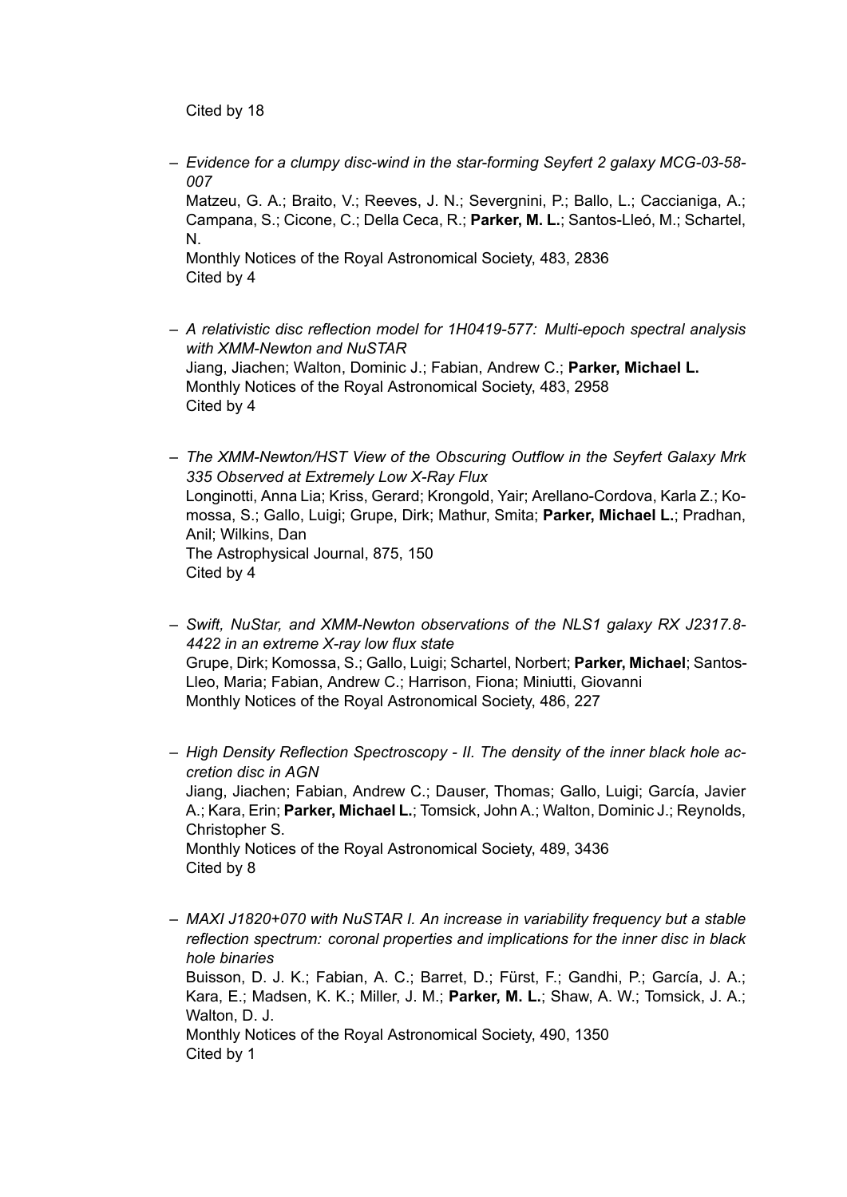Cited by 18

- *Evidence for a clumpy disc-wind in the star-forming Seyfert 2 galaxy MCG-03-58-007*
  Matzeu, G. A.; Braito, V.; Reeves, J. N.; Severgnini, P.; Ballo, L.; Caccianiga, A.; Campana, S.; Cicone, C.; Della Ceca, R.; **Parker, M. L.**; Santos-Lleó, M.; Schartel, N.
  Monthly Notices of the Royal Astronomical Society, 483, 2836
  Cited by 4

- *A relativistic disc reflection model for 1H0419-577: Multi-epoch spectral analysis with XMM-Newton and NuSTAR*
  Jiang, Jiachen; Walton, Dominic J.; Fabian, Andrew C.; **Parker, Michael L.**
  Monthly Notices of the Royal Astronomical Society, 483, 2958
  Cited by 4

- *The XMM-Newton/HST View of the Obscuring Outflow in the Seyfert Galaxy Mrk 335 Observed at Extremely Low X-Ray Flux*
  Longinotti, Anna Lia; Kriss, Gerard; Krongold, Yair; Arellano-Cordova, Karla Z.; Komossa, S.; Gallo, Luigi; Grupe, Dirk; Mathur, Smita; **Parker, Michael L.**; Pradhan, Anil; Wilkins, Dan
  The Astrophysical Journal, 875, 150
  Cited by 4

- *Swift, NuStar, and XMM-Newton observations of the NLS1 galaxy RX J2317.8-4422 in an extreme X-ray low flux state*
  Grupe, Dirk; Komossa, S.; Gallo, Luigi; Schartel, Norbert; **Parker, Michael**; Santos-Lleo, Maria; Fabian, Andrew C.; Harrison, Fiona; Miniutti, Giovanni
  Monthly Notices of the Royal Astronomical Society, 486, 227

- *High Density Reflection Spectroscopy - II. The density of the inner black hole accretion disc in AGN*
  Jiang, Jiachen; Fabian, Andrew C.; Dauser, Thomas; Gallo, Luigi; García, Javier A.; Kara, Erin; **Parker, Michael L.**; Tomsick, John A.; Walton, Dominic J.; Reynolds, Christopher S.
  Monthly Notices of the Royal Astronomical Society, 489, 3436
  Cited by 8

- *MAXI J1820+070 with NuSTAR I. An increase in variability frequency but a stable reflection spectrum: coronal properties and implications for the inner disc in black hole binaries*
  Buisson, D. J. K.; Fabian, A. C.; Barret, D.; Fürst, F.; Gandhi, P.; García, J. A.; Kara, E.; Madsen, K. K.; Miller, J. M.; **Parker, M. L.**; Shaw, A. W.; Tomsick, J. A.; Walton, D. J.
  Monthly Notices of the Royal Astronomical Society, 490, 1350
  Cited by 1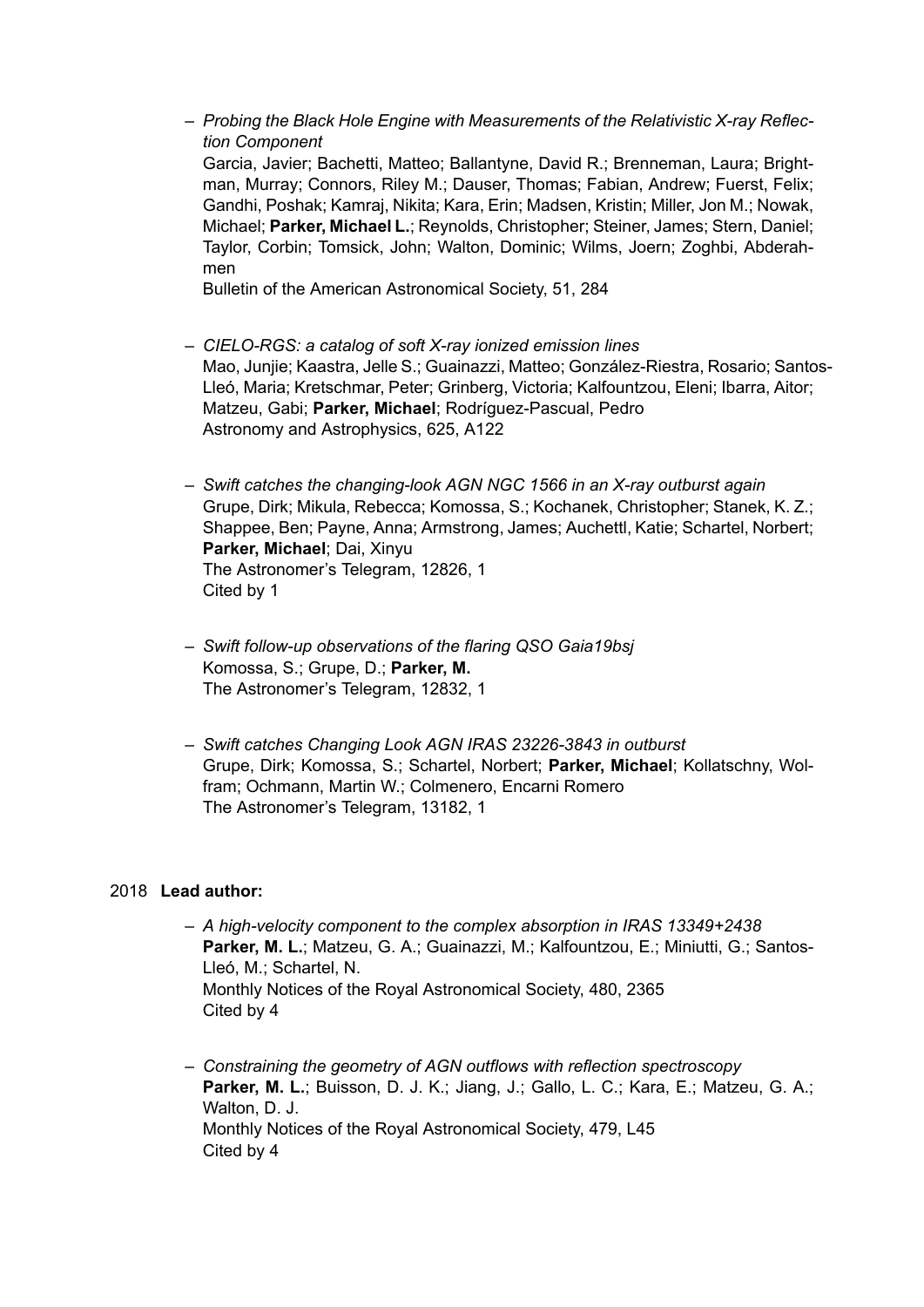- *Probing the Black Hole Engine with Measurements of the Relativistic X-ray Reflection Component*
  Garcia, Javier; Bachetti, Matteo; Ballantyne, David R.; Brenneman, Laura; Brightman, Murray; Connors, Riley M.; Dauser, Thomas; Fabian, Andrew; Fuerst, Felix; Gandhi, Poshak; Kamraj, Nikita; Kara, Erin; Madsen, Kristin; Miller, Jon M.; Nowak, Michael; **Parker, Michael L.**; Reynolds, Christopher; Steiner, James; Stern, Daniel; Taylor, Corbin; Tomsick, John; Walton, Dominic; Wilms, Joern; Zoghbi, Abderahmen
  Bulletin of the American Astronomical Society, 51, 284

- *CIELO-RGS: a catalog of soft X-ray ionized emission lines*
  Mao, Junjie; Kaastra, Jelle S.; Guainazzi, Matteo; González-Riestra, Rosario; Santos-Lleó, Maria; Kretschmar, Peter; Grinberg, Victoria; Kalfountzou, Eleni; Ibarra, Aitor; Matzeu, Gabi; **Parker, Michael**; Rodríguez-Pascual, Pedro
  Astronomy and Astrophysics, 625, A122

- *Swift catches the changing-look AGN NGC 1566 in an X-ray outburst again*
  Grupe, Dirk; Mikula, Rebecca; Komossa, S.; Kochanek, Christopher; Stanek, K. Z.; Shappee, Ben; Payne, Anna; Armstrong, James; Auchettl, Katie; Schartel, Norbert; **Parker, Michael**; Dai, Xinyu
  The Astronomer's Telegram, 12826, 1
  Cited by 1

- *Swift follow-up observations of the flaring QSO Gaia19bsj*
  Komossa, S.; Grupe, D.; **Parker, M.**
  The Astronomer's Telegram, 12832, 1

- *Swift catches Changing Look AGN IRAS 23226-3843 in outburst*
  Grupe, Dirk; Komossa, S.; Schartel, Norbert; **Parker, Michael**; Kollatschny, Wolfram; Ochmann, Martin W.; Colmenero, Encarni Romero
  The Astronomer's Telegram, 13182, 1

2018 **Lead author:**

- *A high-velocity component to the complex absorption in IRAS 13349+2438*
  **Parker, M. L.**; Matzeu, G. A.; Guainazzi, M.; Kalfountzou, E.; Miniutti, G.; Santos-Lleó, M.; Schartel, N.
  Monthly Notices of the Royal Astronomical Society, 480, 2365
  Cited by 4

- *Constraining the geometry of AGN outflows with reflection spectroscopy*
  **Parker, M. L.**; Buisson, D. J. K.; Jiang, J.; Gallo, L. C.; Kara, E.; Matzeu, G. A.; Walton, D. J.
  Monthly Notices of the Royal Astronomical Society, 479, L45
  Cited by 4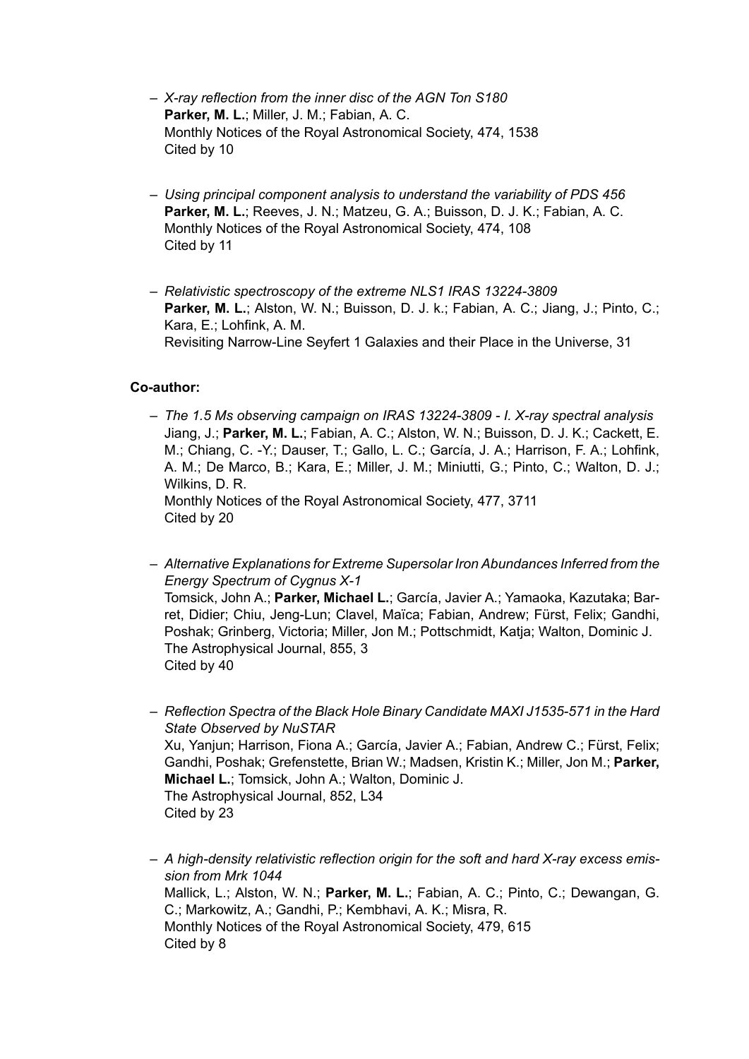- *X-ray reflection from the inner disc of the AGN Ton S180*
  **Parker, M. L.**; Miller, J. M.; Fabian, A. C.
  Monthly Notices of the Royal Astronomical Society, 474, 1538
  Cited by 10

- *Using principal component analysis to understand the variability of PDS 456*
  **Parker, M. L.**; Reeves, J. N.; Matzeu, G. A.; Buisson, D. J. K.; Fabian, A. C.
  Monthly Notices of the Royal Astronomical Society, 474, 108
  Cited by 11

- *Relativistic spectroscopy of the extreme NLS1 IRAS 13224-3809*
  **Parker, M. L.**; Alston, W. N.; Buisson, D. J. k.; Fabian, A. C.; Jiang, J.; Pinto, C.; Kara, E.; Lohfink, A. M.
  Revisiting Narrow-Line Seyfert 1 Galaxies and their Place in the Universe, 31

**Co-author:**

- *The 1.5 Ms observing campaign on IRAS 13224-3809 - I. X-ray spectral analysis*
  Jiang, J.; **Parker, M. L.**; Fabian, A. C.; Alston, W. N.; Buisson, D. J. K.; Cackett, E. M.; Chiang, C. -Y.; Dauser, T.; Gallo, L. C.; García, J. A.; Harrison, F. A.; Lohfink, A. M.; De Marco, B.; Kara, E.; Miller, J. M.; Miniutti, G.; Pinto, C.; Walton, D. J.; Wilkins, D. R.
  Monthly Notices of the Royal Astronomical Society, 477, 3711
  Cited by 20

- *Alternative Explanations for Extreme Supersolar Iron Abundances Inferred from the Energy Spectrum of Cygnus X-1*
  Tomsick, John A.; **Parker, Michael L.**; García, Javier A.; Yamaoka, Kazutaka; Barret, Didier; Chiu, Jeng-Lun; Clavel, Maïca; Fabian, Andrew; Fürst, Felix; Gandhi, Poshak; Grinberg, Victoria; Miller, Jon M.; Pottschmidt, Katja; Walton, Dominic J.
  The Astrophysical Journal, 855, 3
  Cited by 40

- *Reflection Spectra of the Black Hole Binary Candidate MAXI J1535-571 in the Hard State Observed by NuSTAR*
  Xu, Yanjun; Harrison, Fiona A.; García, Javier A.; Fabian, Andrew C.; Fürst, Felix; Gandhi, Poshak; Grefenstette, Brian W.; Madsen, Kristin K.; Miller, Jon M.; **Parker, Michael L.**; Tomsick, John A.; Walton, Dominic J.
  The Astrophysical Journal, 852, L34
  Cited by 23

- *A high-density relativistic reflection origin for the soft and hard X-ray excess emission from Mrk 1044*
  Mallick, L.; Alston, W. N.; **Parker, M. L.**; Fabian, A. C.; Pinto, C.; Dewangan, G. C.; Markowitz, A.; Gandhi, P.; Kembhavi, A. K.; Misra, R.
  Monthly Notices of the Royal Astronomical Society, 479, 615
  Cited by 8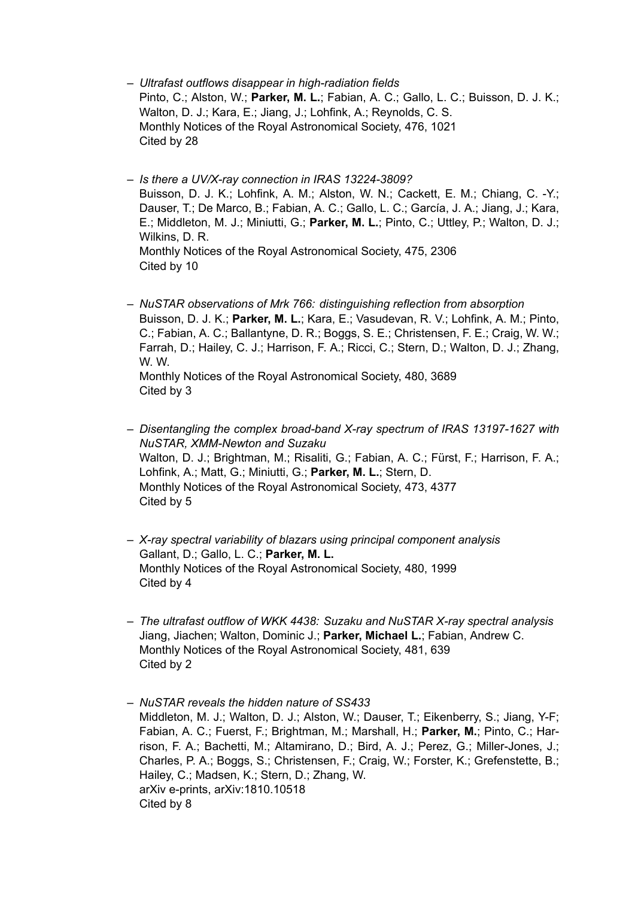- *Ultrafast outflows disappear in high-radiation fields*
  Pinto, C.; Alston, W.; **Parker, M. L.**; Fabian, A. C.; Gallo, L. C.; Buisson, D. J. K.; Walton, D. J.; Kara, E.; Jiang, J.; Lohfink, A.; Reynolds, C. S.
  Monthly Notices of the Royal Astronomical Society, 476, 1021
  Cited by 28

- *Is there a UV/X-ray connection in IRAS 13224-3809?*
  Buisson, D. J. K.; Lohfink, A. M.; Alston, W. N.; Cackett, E. M.; Chiang, C. -Y.; Dauser, T.; De Marco, B.; Fabian, A. C.; Gallo, L. C.; García, J. A.; Jiang, J.; Kara, E.; Middleton, M. J.; Miniutti, G.; **Parker, M. L.**; Pinto, C.; Uttley, P.; Walton, D. J.; Wilkins, D. R.
  Monthly Notices of the Royal Astronomical Society, 475, 2306
  Cited by 10

- *NuSTAR observations of Mrk 766: distinguishing reflection from absorption*
  Buisson, D. J. K.; **Parker, M. L.**; Kara, E.; Vasudevan, R. V.; Lohfink, A. M.; Pinto, C.; Fabian, A. C.; Ballantyne, D. R.; Boggs, S. E.; Christensen, F. E.; Craig, W. W.; Farrah, D.; Hailey, C. J.; Harrison, F. A.; Ricci, C.; Stern, D.; Walton, D. J.; Zhang, W. W.
  Monthly Notices of the Royal Astronomical Society, 480, 3689
  Cited by 3

- *Disentangling the complex broad-band X-ray spectrum of IRAS 13197-1627 with NuSTAR, XMM-Newton and Suzaku*
  Walton, D. J.; Brightman, M.; Risaliti, G.; Fabian, A. C.; Fürst, F.; Harrison, F. A.; Lohfink, A.; Matt, G.; Miniutti, G.; **Parker, M. L.**; Stern, D.
  Monthly Notices of the Royal Astronomical Society, 473, 4377
  Cited by 5

- *X-ray spectral variability of blazars using principal component analysis*
  Gallant, D.; Gallo, L. C.; **Parker, M. L.**
  Monthly Notices of the Royal Astronomical Society, 480, 1999
  Cited by 4

- *The ultrafast outflow of WKK 4438: Suzaku and NuSTAR X-ray spectral analysis*
  Jiang, Jiachen; Walton, Dominic J.; **Parker, Michael L.**; Fabian, Andrew C.
  Monthly Notices of the Royal Astronomical Society, 481, 639
  Cited by 2

- *NuSTAR reveals the hidden nature of SS433*
  Middleton, M. J.; Walton, D. J.; Alston, W.; Dauser, T.; Eikenberry, S.; Jiang, Y-F; Fabian, A. C.; Fuerst, F.; Brightman, M.; Marshall, H.; **Parker, M.**; Pinto, C.; Harrison, F. A.; Bachetti, M.; Altamirano, D.; Bird, A. J.; Perez, G.; Miller-Jones, J.; Charles, P. A.; Boggs, S.; Christensen, F.; Craig, W.; Forster, K.; Grefenstette, B.; Hailey, C.; Madsen, K.; Stern, D.; Zhang, W.
  arXiv e-prints, arXiv:1810.10518
  Cited by 8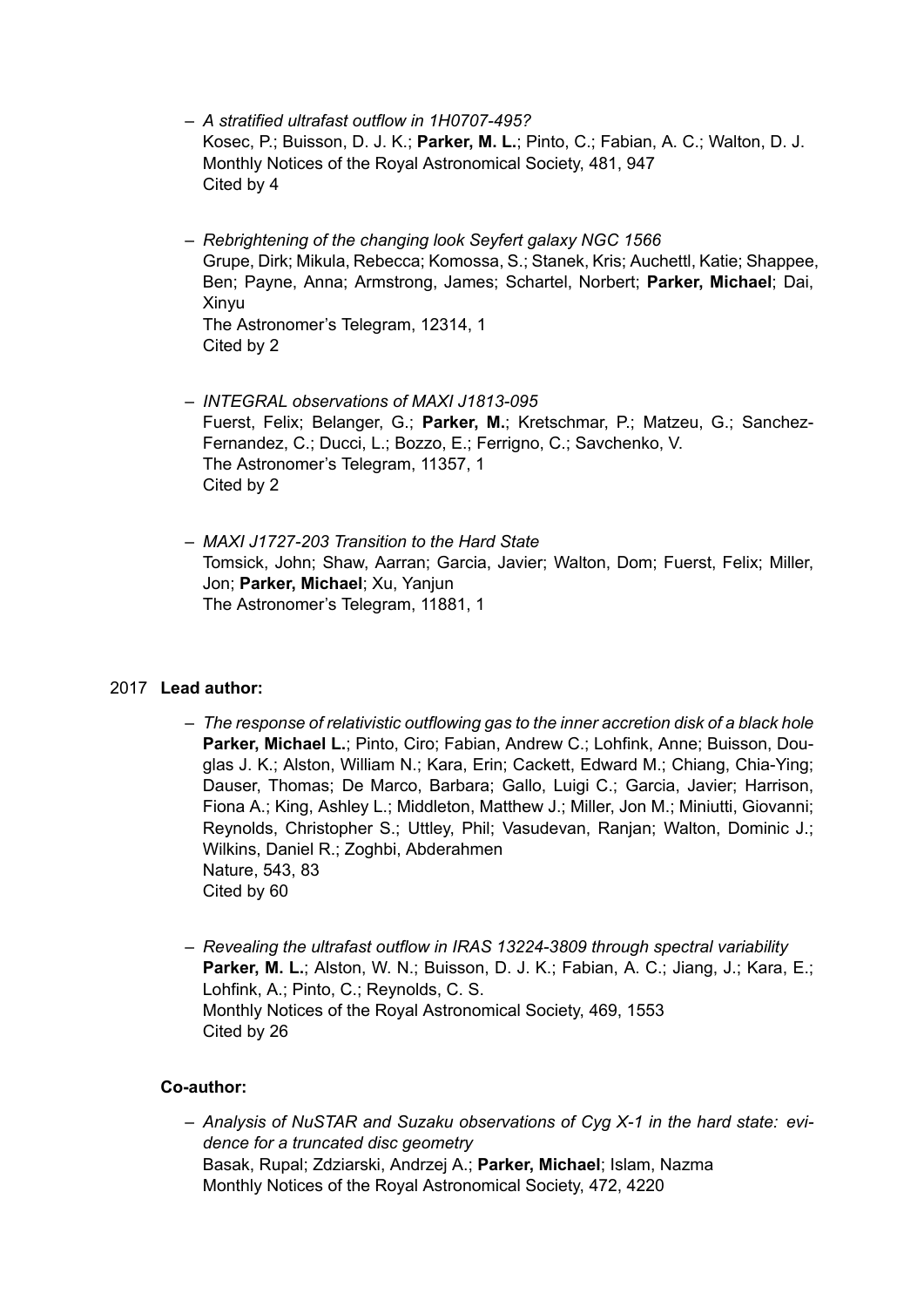- *A stratified ultrafast outflow in 1H0707-495?*
  Kosec, P.; Buisson, D. J. K.; **Parker, M. L.**; Pinto, C.; Fabian, A. C.; Walton, D. J.
  Monthly Notices of the Royal Astronomical Society, 481, 947
  Cited by 4

- *Rebrightening of the changing look Seyfert galaxy NGC 1566*
  Grupe, Dirk; Mikula, Rebecca; Komossa, S.; Stanek, Kris; Auchettl, Katie; Shappee, Ben; Payne, Anna; Armstrong, James; Schartel, Norbert; **Parker, Michael**; Dai, Xinyu
  The Astronomer's Telegram, 12314, 1
  Cited by 2

- *INTEGRAL observations of MAXI J1813-095*
  Fuerst, Felix; Belanger, G.; **Parker, M.**; Kretschmar, P.; Matzeu, G.; Sanchez-Fernandez, C.; Ducci, L.; Bozzo, E.; Ferrigno, C.; Savchenko, V.
  The Astronomer's Telegram, 11357, 1
  Cited by 2

- *MAXI J1727-203 Transition to the Hard State*
  Tomsick, John; Shaw, Aarran; Garcia, Javier; Walton, Dom; Fuerst, Felix; Miller, Jon; **Parker, Michael**; Xu, Yanjun
  The Astronomer's Telegram, 11881, 1

2017 **Lead author:**

- *The response of relativistic outflowing gas to the inner accretion disk of a black hole*
  **Parker, Michael L.**; Pinto, Ciro; Fabian, Andrew C.; Lohfink, Anne; Buisson, Douglas J. K.; Alston, William N.; Kara, Erin; Cackett, Edward M.; Chiang, Chia-Ying; Dauser, Thomas; De Marco, Barbara; Gallo, Luigi C.; Garcia, Javier; Harrison, Fiona A.; King, Ashley L.; Middleton, Matthew J.; Miller, Jon M.; Miniutti, Giovanni; Reynolds, Christopher S.; Uttley, Phil; Vasudevan, Ranjan; Walton, Dominic J.; Wilkins, Daniel R.; Zoghbi, Abderahmen
  Nature, 543, 83
  Cited by 60

- *Revealing the ultrafast outflow in IRAS 13224-3809 through spectral variability*
  **Parker, M. L.**; Alston, W. N.; Buisson, D. J. K.; Fabian, A. C.; Jiang, J.; Kara, E.; Lohfink, A.; Pinto, C.; Reynolds, C. S.
  Monthly Notices of the Royal Astronomical Society, 469, 1553
  Cited by 26

**Co-author:**

- *Analysis of NuSTAR and Suzaku observations of Cyg X-1 in the hard state: evidence for a truncated disc geometry*
  Basak, Rupal; Zdziarski, Andrzej A.; **Parker, Michael**; Islam, Nazma
  Monthly Notices of the Royal Astronomical Society, 472, 4220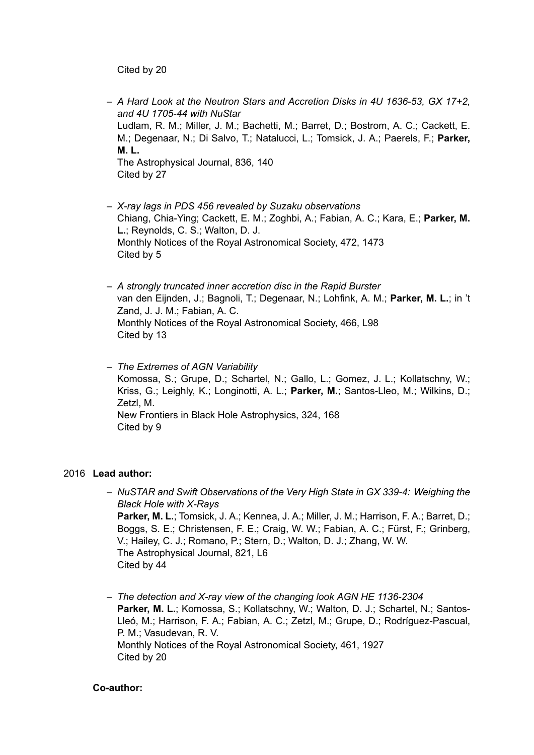Cited by 20

- *A Hard Look at the Neutron Stars and Accretion Disks in 4U 1636-53, GX 17+2, and 4U 1705-44 with NuStar*
  Ludlam, R. M.; Miller, J. M.; Bachetti, M.; Barret, D.; Bostrom, A. C.; Cackett, E. M.; Degenaar, N.; Di Salvo, T.; Natalucci, L.; Tomsick, J. A.; Paerels, F.; **Parker, M. L.**
  The Astrophysical Journal, 836, 140
  Cited by 27

- *X-ray lags in PDS 456 revealed by Suzaku observations*
  Chiang, Chia-Ying; Cackett, E. M.; Zoghbi, A.; Fabian, A. C.; Kara, E.; **Parker, M. L.**; Reynolds, C. S.; Walton, D. J.
  Monthly Notices of the Royal Astronomical Society, 472, 1473
  Cited by 5

- *A strongly truncated inner accretion disc in the Rapid Burster*
  van den Eijnden, J.; Bagnoli, T.; Degenaar, N.; Lohfink, A. M.; **Parker, M. L.**; in 't Zand, J. J. M.; Fabian, A. C.
  Monthly Notices of the Royal Astronomical Society, 466, L98
  Cited by 13

- *The Extremes of AGN Variability*
  Komossa, S.; Grupe, D.; Schartel, N.; Gallo, L.; Gomez, J. L.; Kollatschny, W.; Kriss, G.; Leighly, K.; Longinotti, A. L.; **Parker, M.**; Santos-Lleo, M.; Wilkins, D.; Zetzl, M.
  New Frontiers in Black Hole Astrophysics, 324, 168
  Cited by 9

2016 **Lead author:**

- *NuSTAR and Swift Observations of the Very High State in GX 339-4: Weighing the Black Hole with X-Rays*
  **Parker, M. L.**; Tomsick, J. A.; Kennea, J. A.; Miller, J. M.; Harrison, F. A.; Barret, D.; Boggs, S. E.; Christensen, F. E.; Craig, W. W.; Fabian, A. C.; Fürst, F.; Grinberg, V.; Hailey, C. J.; Romano, P.; Stern, D.; Walton, D. J.; Zhang, W. W.
  The Astrophysical Journal, 821, L6
  Cited by 44

- *The detection and X-ray view of the changing look AGN HE 1136-2304*
  **Parker, M. L.**; Komossa, S.; Kollatschny, W.; Walton, D. J.; Schartel, N.; Santos-Lleó, M.; Harrison, F. A.; Fabian, A. C.; Zetzl, M.; Grupe, D.; Rodríguez-Pascual, P. M.; Vasudevan, R. V.
  Monthly Notices of the Royal Astronomical Society, 461, 1927
  Cited by 20

**Co-author:**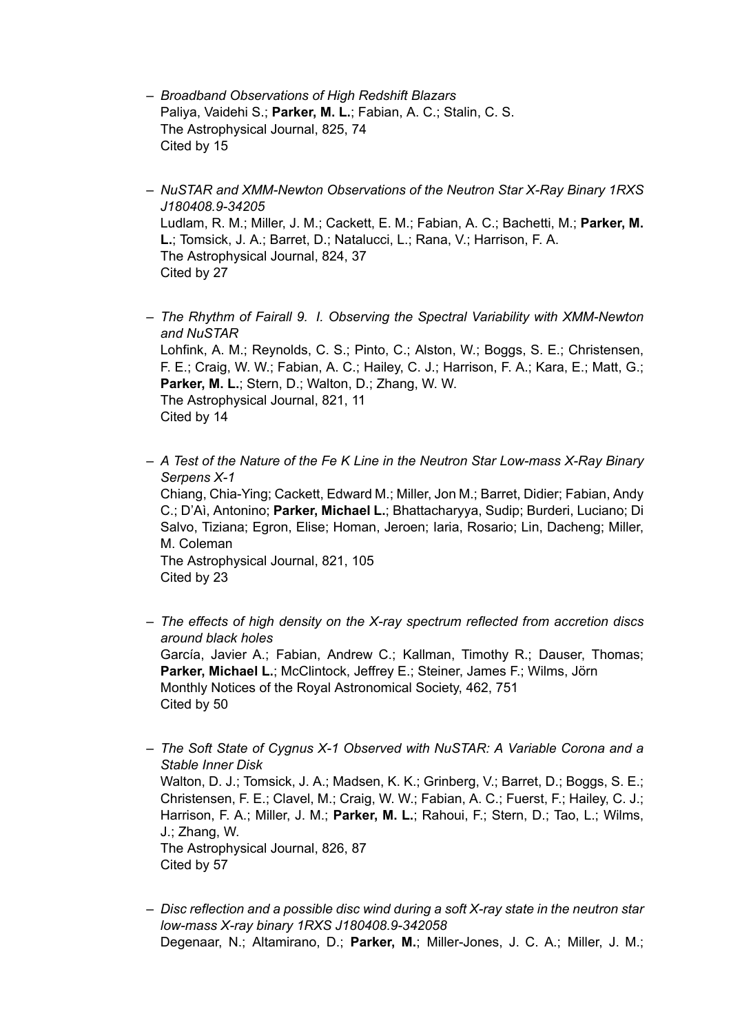- *Broadband Observations of High Redshift Blazars*
  Paliya, Vaidehi S.; **Parker, M. L.**; Fabian, A. C.; Stalin, C. S.
  The Astrophysical Journal, 825, 74
  Cited by 15

- *NuSTAR and XMM-Newton Observations of the Neutron Star X-Ray Binary 1RXS J180408.9-34205*
  Ludlam, R. M.; Miller, J. M.; Cackett, E. M.; Fabian, A. C.; Bachetti, M.; **Parker, M. L.**; Tomsick, J. A.; Barret, D.; Natalucci, L.; Rana, V.; Harrison, F. A.
  The Astrophysical Journal, 824, 37
  Cited by 27

- *The Rhythm of Fairall 9. I. Observing the Spectral Variability with XMM-Newton and NuSTAR*
  Lohfink, A. M.; Reynolds, C. S.; Pinto, C.; Alston, W.; Boggs, S. E.; Christensen, F. E.; Craig, W. W.; Fabian, A. C.; Hailey, C. J.; Harrison, F. A.; Kara, E.; Matt, G.; **Parker, M. L.**; Stern, D.; Walton, D.; Zhang, W. W.
  The Astrophysical Journal, 821, 11
  Cited by 14

- *A Test of the Nature of the Fe K Line in the Neutron Star Low-mass X-Ray Binary Serpens X-1*
  Chiang, Chia-Ying; Cackett, Edward M.; Miller, Jon M.; Barret, Didier; Fabian, Andy C.; D'Aì, Antonino; **Parker, Michael L.**; Bhattacharyya, Sudip; Burderi, Luciano; Di Salvo, Tiziana; Egron, Elise; Homan, Jeroen; Iaria, Rosario; Lin, Dacheng; Miller, M. Coleman
  The Astrophysical Journal, 821, 105
  Cited by 23

- *The effects of high density on the X-ray spectrum reflected from accretion discs around black holes*
  García, Javier A.; Fabian, Andrew C.; Kallman, Timothy R.; Dauser, Thomas; **Parker, Michael L.**; McClintock, Jeffrey E.; Steiner, James F.; Wilms, Jörn
  Monthly Notices of the Royal Astronomical Society, 462, 751
  Cited by 50

- *The Soft State of Cygnus X-1 Observed with NuSTAR: A Variable Corona and a Stable Inner Disk*
  Walton, D. J.; Tomsick, J. A.; Madsen, K. K.; Grinberg, V.; Barret, D.; Boggs, S. E.; Christensen, F. E.; Clavel, M.; Craig, W. W.; Fabian, A. C.; Fuerst, F.; Hailey, C. J.; Harrison, F. A.; Miller, J. M.; **Parker, M. L.**; Rahoui, F.; Stern, D.; Tao, L.; Wilms, J.; Zhang, W.
  The Astrophysical Journal, 826, 87
  Cited by 57

- *Disc reflection and a possible disc wind during a soft X-ray state in the neutron star low-mass X-ray binary 1RXS J180408.9-342058*
  Degenaar, N.; Altamirano, D.; **Parker, M.**; Miller-Jones, J. C. A.; Miller, J. M.;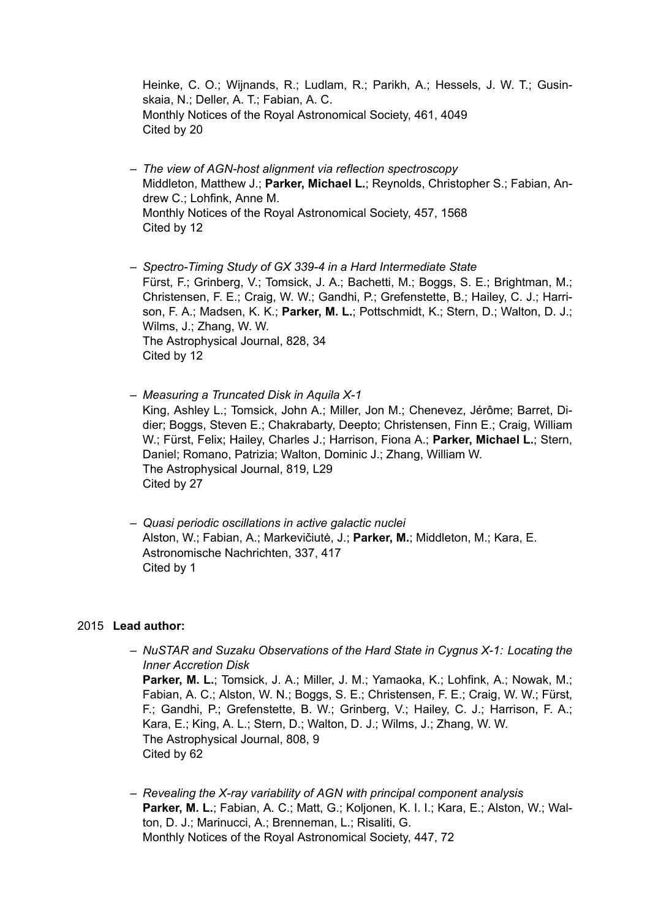Heinke, C. O.; Wijnands, R.; Ludlam, R.; Parikh, A.; Hessels, J. W. T.; Gusinskaia, N.; Deller, A. T.; Fabian, A. C.
Monthly Notices of the Royal Astronomical Society, 461, 4049
Cited by 20

– *The view of AGN-host alignment via reflection spectroscopy*
Middleton, Matthew J.; **Parker, Michael L.**; Reynolds, Christopher S.; Fabian, Andrew C.; Lohfink, Anne M.
Monthly Notices of the Royal Astronomical Society, 457, 1568
Cited by 12

– *Spectro-Timing Study of GX 339-4 in a Hard Intermediate State*
Fürst, F.; Grinberg, V.; Tomsick, J. A.; Bachetti, M.; Boggs, S. E.; Brightman, M.; Christensen, F. E.; Craig, W. W.; Gandhi, P.; Grefenstette, B.; Hailey, C. J.; Harrison, F. A.; Madsen, K. K.; **Parker, M. L.**; Pottschmidt, K.; Stern, D.; Walton, D. J.; Wilms, J.; Zhang, W. W.
The Astrophysical Journal, 828, 34
Cited by 12

– *Measuring a Truncated Disk in Aquila X-1*
King, Ashley L.; Tomsick, John A.; Miller, Jon M.; Chenevez, Jérôme; Barret, Didier; Boggs, Steven E.; Chakrabarty, Deepto; Christensen, Finn E.; Craig, William W.; Fürst, Felix; Hailey, Charles J.; Harrison, Fiona A.; **Parker, Michael L.**; Stern, Daniel; Romano, Patrizia; Walton, Dominic J.; Zhang, William W.
The Astrophysical Journal, 819, L29
Cited by 27

– *Quasi periodic oscillations in active galactic nuclei*
Alston, W.; Fabian, A.; Markevičiutė, J.; **Parker, M.**; Middleton, M.; Kara, E.
Astronomische Nachrichten, 337, 417
Cited by 1

2015 **Lead author:**

– *NuSTAR and Suzaku Observations of the Hard State in Cygnus X-1: Locating the Inner Accretion Disk*
**Parker, M. L.**; Tomsick, J. A.; Miller, J. M.; Yamaoka, K.; Lohfink, A.; Nowak, M.; Fabian, A. C.; Alston, W. N.; Boggs, S. E.; Christensen, F. E.; Craig, W. W.; Fürst, F.; Gandhi, P.; Grefenstette, B. W.; Grinberg, V.; Hailey, C. J.; Harrison, F. A.; Kara, E.; King, A. L.; Stern, D.; Walton, D. J.; Wilms, J.; Zhang, W. W.
The Astrophysical Journal, 808, 9
Cited by 62

– *Revealing the X-ray variability of AGN with principal component analysis*
**Parker, M. L.**; Fabian, A. C.; Matt, G.; Koljonen, K. I. I.; Kara, E.; Alston, W.; Walton, D. J.; Marinucci, A.; Brenneman, L.; Risaliti, G.
Monthly Notices of the Royal Astronomical Society, 447, 72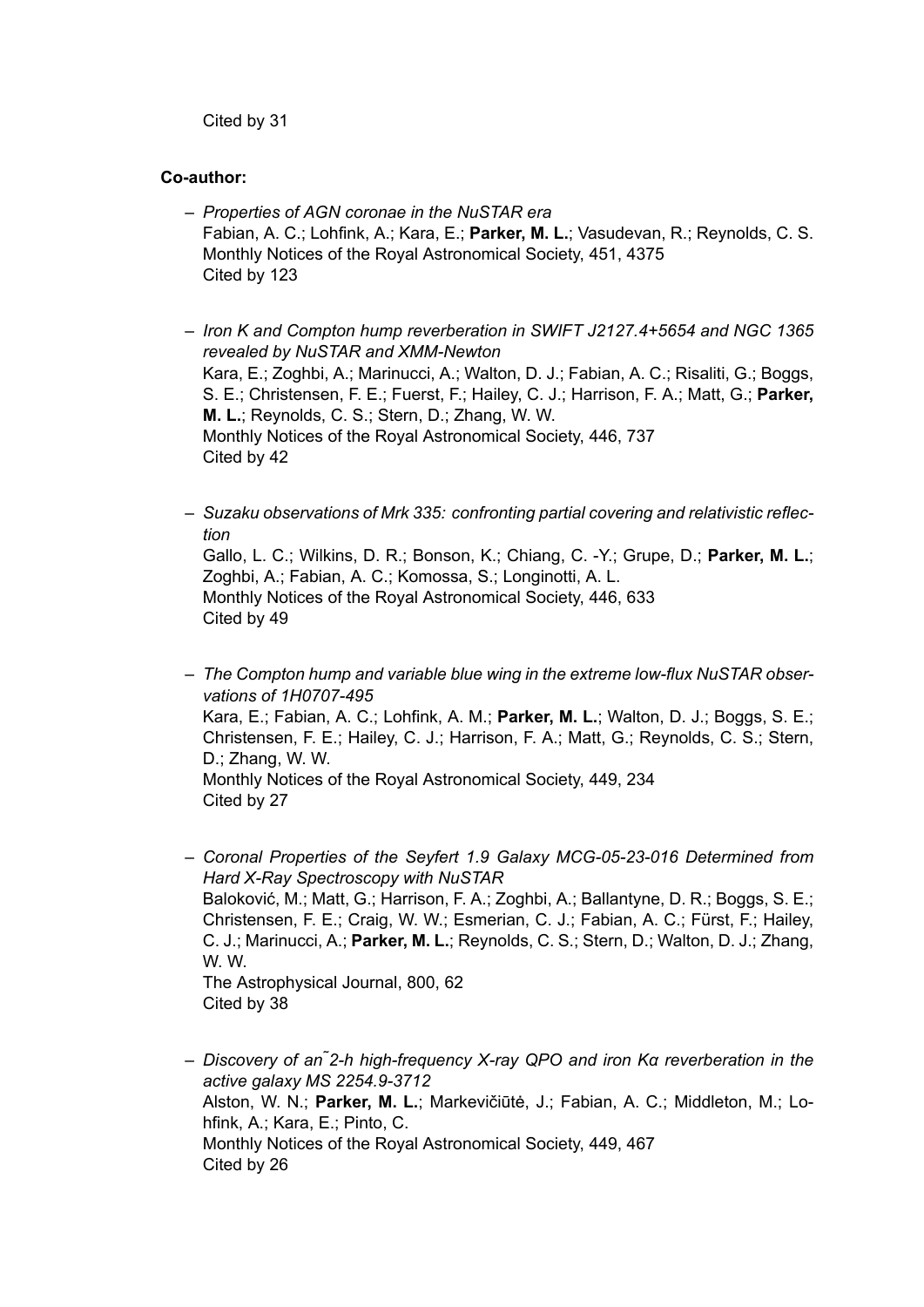Cited by 31

**Co-author:**

- *Properties of AGN coronae in the NuSTAR era*
  Fabian, A. C.; Lohfink, A.; Kara, E.; **Parker, M. L.**; Vasudevan, R.; Reynolds, C. S.
  Monthly Notices of the Royal Astronomical Society, 451, 4375
  Cited by 123

- *Iron K and Compton hump reverberation in SWIFT J2127.4+5654 and NGC 1365 revealed by NuSTAR and XMM-Newton*
  Kara, E.; Zoghbi, A.; Marinucci, A.; Walton, D. J.; Fabian, A. C.; Risaliti, G.; Boggs, S. E.; Christensen, F. E.; Fuerst, F.; Hailey, C. J.; Harrison, F. A.; Matt, G.; **Parker, M. L.**; Reynolds, C. S.; Stern, D.; Zhang, W. W.
  Monthly Notices of the Royal Astronomical Society, 446, 737
  Cited by 42

- *Suzaku observations of Mrk 335: confronting partial covering and relativistic reflection*
  Gallo, L. C.; Wilkins, D. R.; Bonson, K.; Chiang, C. -Y.; Grupe, D.; **Parker, M. L.**; Zoghbi, A.; Fabian, A. C.; Komossa, S.; Longinotti, A. L.
  Monthly Notices of the Royal Astronomical Society, 446, 633
  Cited by 49

- *The Compton hump and variable blue wing in the extreme low-flux NuSTAR observations of 1H0707-495*
  Kara, E.; Fabian, A. C.; Lohfink, A. M.; **Parker, M. L.**; Walton, D. J.; Boggs, S. E.; Christensen, F. E.; Hailey, C. J.; Harrison, F. A.; Matt, G.; Reynolds, C. S.; Stern, D.; Zhang, W. W.
  Monthly Notices of the Royal Astronomical Society, 449, 234
  Cited by 27

- *Coronal Properties of the Seyfert 1.9 Galaxy MCG-05-23-016 Determined from Hard X-Ray Spectroscopy with NuSTAR*
  Baloković, M.; Matt, G.; Harrison, F. A.; Zoghbi, A.; Ballantyne, D. R.; Boggs, S. E.; Christensen, F. E.; Craig, W. W.; Esmerian, C. J.; Fabian, A. C.; Fürst, F.; Hailey, C. J.; Marinucci, A.; **Parker, M. L.**; Reynolds, C. S.; Stern, D.; Walton, D. J.; Zhang, W. W.
  The Astrophysical Journal, 800, 62
  Cited by 38

- *Discovery of an˜2-h high-frequency X-ray QPO and iron Kα reverberation in the active galaxy MS 2254.9-3712*
  Alston, W. N.; **Parker, M. L.**; Markevičiūtė, J.; Fabian, A. C.; Middleton, M.; Lohfink, A.; Kara, E.; Pinto, C.
  Monthly Notices of the Royal Astronomical Society, 449, 467
  Cited by 26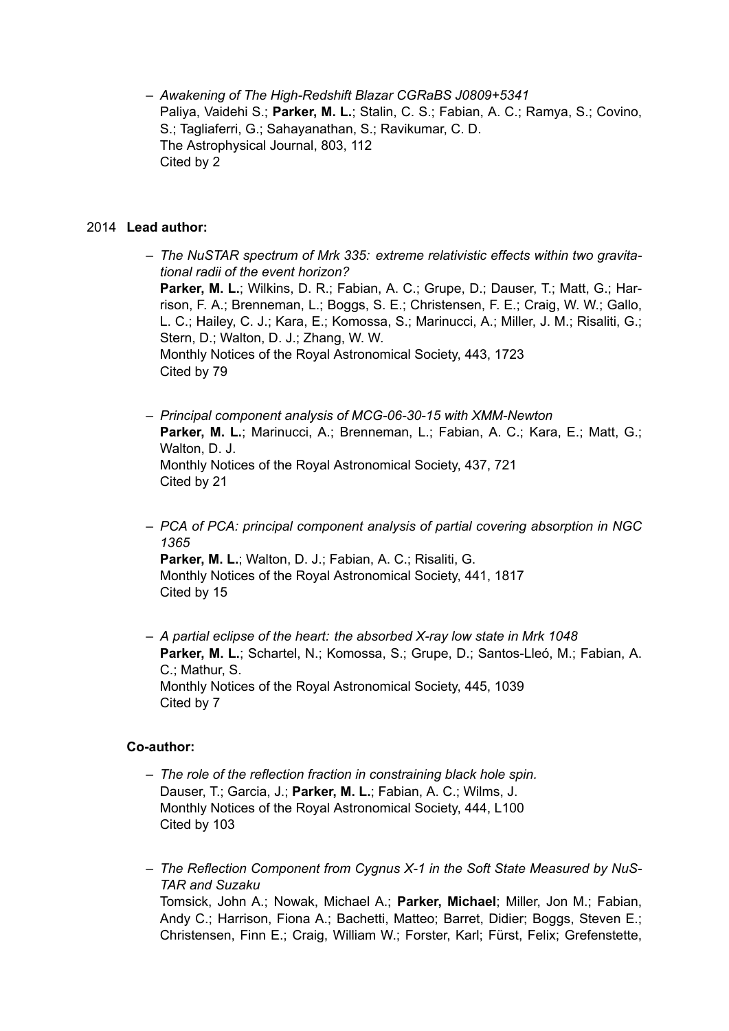- *Awakening of The High-Redshift Blazar CGRaBS J0809+5341*
  Paliya, Vaidehi S.; **Parker, M. L.**; Stalin, C. S.; Fabian, A. C.; Ramya, S.; Covino, S.; Tagliaferri, G.; Sahayanathan, S.; Ravikumar, C. D.
  The Astrophysical Journal, 803, 112
  Cited by 2

2014 **Lead author:**

- *The NuSTAR spectrum of Mrk 335: extreme relativistic effects within two gravitational radii of the event horizon?*
  **Parker, M. L.**; Wilkins, D. R.; Fabian, A. C.; Grupe, D.; Dauser, T.; Matt, G.; Harrison, F. A.; Brenneman, L.; Boggs, S. E.; Christensen, F. E.; Craig, W. W.; Gallo, L. C.; Hailey, C. J.; Kara, E.; Komossa, S.; Marinucci, A.; Miller, J. M.; Risaliti, G.; Stern, D.; Walton, D. J.; Zhang, W. W.
  Monthly Notices of the Royal Astronomical Society, 443, 1723
  Cited by 79

- *Principal component analysis of MCG-06-30-15 with XMM-Newton*
  **Parker, M. L.**; Marinucci, A.; Brenneman, L.; Fabian, A. C.; Kara, E.; Matt, G.; Walton, D. J.
  Monthly Notices of the Royal Astronomical Society, 437, 721
  Cited by 21

- *PCA of PCA: principal component analysis of partial covering absorption in NGC 1365*
  **Parker, M. L.**; Walton, D. J.; Fabian, A. C.; Risaliti, G.
  Monthly Notices of the Royal Astronomical Society, 441, 1817
  Cited by 15

- *A partial eclipse of the heart: the absorbed X-ray low state in Mrk 1048*
  **Parker, M. L.**; Schartel, N.; Komossa, S.; Grupe, D.; Santos-Lleó, M.; Fabian, A. C.; Mathur, S.
  Monthly Notices of the Royal Astronomical Society, 445, 1039
  Cited by 7

**Co-author:**

- *The role of the reflection fraction in constraining black hole spin.*
  Dauser, T.; Garcia, J.; **Parker, M. L.**; Fabian, A. C.; Wilms, J.
  Monthly Notices of the Royal Astronomical Society, 444, L100
  Cited by 103

- *The Reflection Component from Cygnus X-1 in the Soft State Measured by NuSTAR and Suzaku*
  Tomsick, John A.; Nowak, Michael A.; **Parker, Michael**; Miller, Jon M.; Fabian, Andy C.; Harrison, Fiona A.; Bachetti, Matteo; Barret, Didier; Boggs, Steven E.; Christensen, Finn E.; Craig, William W.; Forster, Karl; Fürst, Felix; Grefenstette,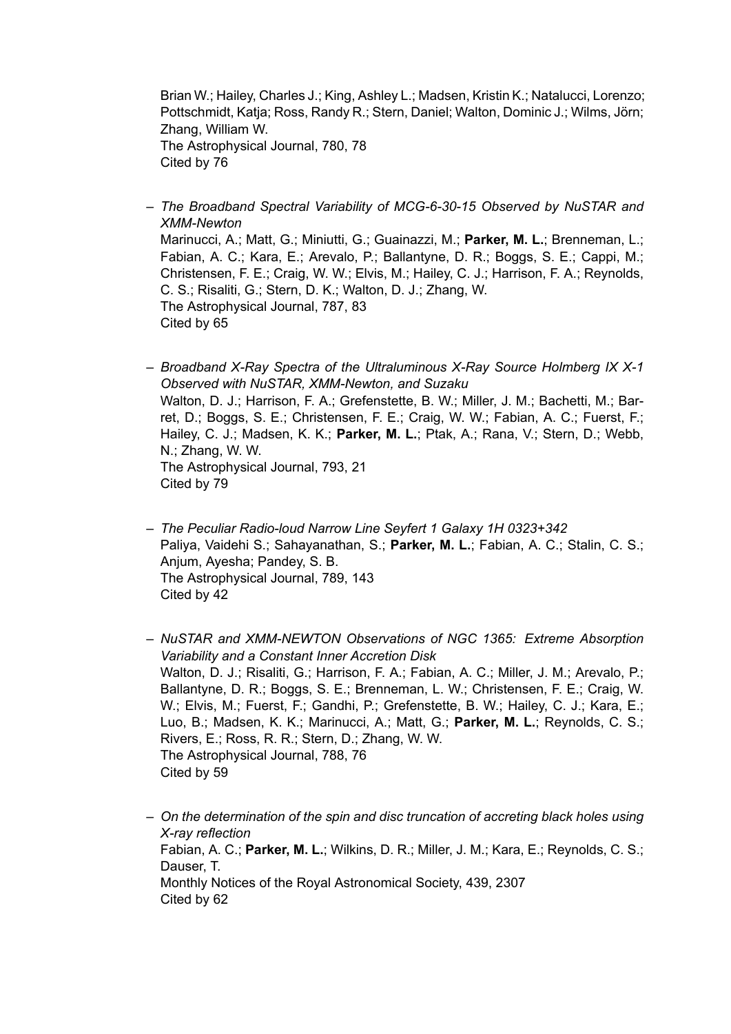Brian W.; Hailey, Charles J.; King, Ashley L.; Madsen, Kristin K.; Natalucci, Lorenzo; Pottschmidt, Katja; Ross, Randy R.; Stern, Daniel; Walton, Dominic J.; Wilms, Jörn; Zhang, William W.
The Astrophysical Journal, 780, 78
Cited by 76

– *The Broadband Spectral Variability of MCG-6-30-15 Observed by NuSTAR and XMM-Newton*
  Marinucci, A.; Matt, G.; Miniutti, G.; Guainazzi, M.; **Parker, M. L.**; Brenneman, L.; Fabian, A. C.; Kara, E.; Arevalo, P.; Ballantyne, D. R.; Boggs, S. E.; Cappi, M.; Christensen, F. E.; Craig, W. W.; Elvis, M.; Hailey, C. J.; Harrison, F. A.; Reynolds, C. S.; Risaliti, G.; Stern, D. K.; Walton, D. J.; Zhang, W.
  The Astrophysical Journal, 787, 83
  Cited by 65

– *Broadband X-Ray Spectra of the Ultraluminous X-Ray Source Holmberg IX X-1 Observed with NuSTAR, XMM-Newton, and Suzaku*
  Walton, D. J.; Harrison, F. A.; Grefenstette, B. W.; Miller, J. M.; Bachetti, M.; Barret, D.; Boggs, S. E.; Christensen, F. E.; Craig, W. W.; Fabian, A. C.; Fuerst, F.; Hailey, C. J.; Madsen, K. K.; **Parker, M. L.**; Ptak, A.; Rana, V.; Stern, D.; Webb, N.; Zhang, W. W.
  The Astrophysical Journal, 793, 21
  Cited by 79

– *The Peculiar Radio-loud Narrow Line Seyfert 1 Galaxy 1H 0323+342*
  Paliya, Vaidehi S.; Sahayanathan, S.; **Parker, M. L.**; Fabian, A. C.; Stalin, C. S.; Anjum, Ayesha; Pandey, S. B.
  The Astrophysical Journal, 789, 143
  Cited by 42

– *NuSTAR and XMM-NEWTON Observations of NGC 1365: Extreme Absorption Variability and a Constant Inner Accretion Disk*
  Walton, D. J.; Risaliti, G.; Harrison, F. A.; Fabian, A. C.; Miller, J. M.; Arevalo, P.; Ballantyne, D. R.; Boggs, S. E.; Brenneman, L. W.; Christensen, F. E.; Craig, W. W.; Elvis, M.; Fuerst, F.; Gandhi, P.; Grefenstette, B. W.; Hailey, C. J.; Kara, E.; Luo, B.; Madsen, K. K.; Marinucci, A.; Matt, G.; **Parker, M. L.**; Reynolds, C. S.; Rivers, E.; Ross, R. R.; Stern, D.; Zhang, W. W.
  The Astrophysical Journal, 788, 76
  Cited by 59

– *On the determination of the spin and disc truncation of accreting black holes using X-ray reflection*
  Fabian, A. C.; **Parker, M. L.**; Wilkins, D. R.; Miller, J. M.; Kara, E.; Reynolds, C. S.; Dauser, T.
  Monthly Notices of the Royal Astronomical Society, 439, 2307
  Cited by 62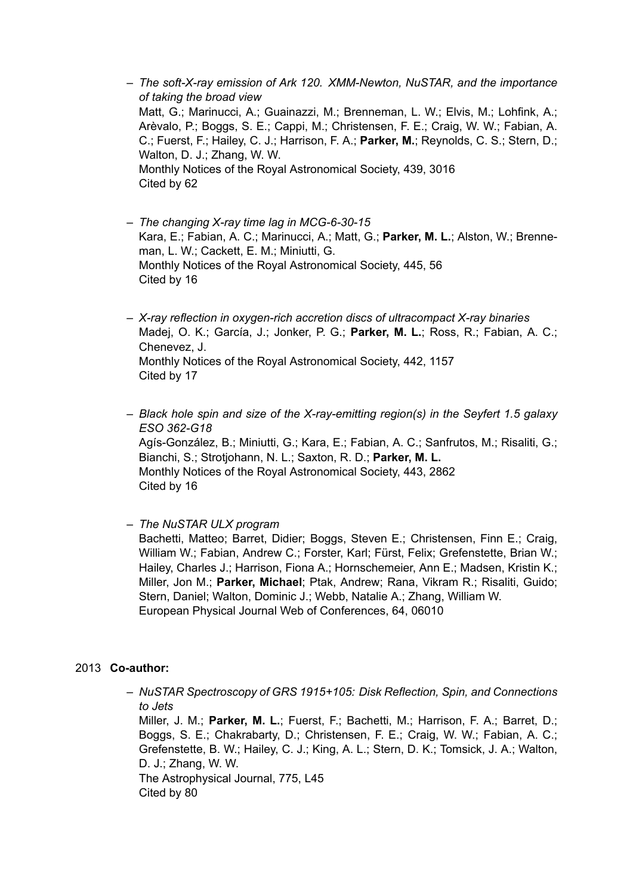- *The soft-X-ray emission of Ark 120. XMM-Newton, NuSTAR, and the importance of taking the broad view*
  Matt, G.; Marinucci, A.; Guainazzi, M.; Brenneman, L. W.; Elvis, M.; Lohfink, A.; Arèvalo, P.; Boggs, S. E.; Cappi, M.; Christensen, F. E.; Craig, W. W.; Fabian, A. C.; Fuerst, F.; Hailey, C. J.; Harrison, F. A.; **Parker, M.**; Reynolds, C. S.; Stern, D.; Walton, D. J.; Zhang, W. W.
  Monthly Notices of the Royal Astronomical Society, 439, 3016
  Cited by 62

- *The changing X-ray time lag in MCG-6-30-15*
  Kara, E.; Fabian, A. C.; Marinucci, A.; Matt, G.; **Parker, M. L.**; Alston, W.; Brenneman, L. W.; Cackett, E. M.; Miniutti, G.
  Monthly Notices of the Royal Astronomical Society, 445, 56
  Cited by 16

- *X-ray reflection in oxygen-rich accretion discs of ultracompact X-ray binaries*
  Madej, O. K.; García, J.; Jonker, P. G.; **Parker, M. L.**; Ross, R.; Fabian, A. C.; Chenevez, J.
  Monthly Notices of the Royal Astronomical Society, 442, 1157
  Cited by 17

- *Black hole spin and size of the X-ray-emitting region(s) in the Seyfert 1.5 galaxy ESO 362-G18*
  Agís-González, B.; Miniutti, G.; Kara, E.; Fabian, A. C.; Sanfrutos, M.; Risaliti, G.; Bianchi, S.; Strotjohann, N. L.; Saxton, R. D.; **Parker, M. L.**
  Monthly Notices of the Royal Astronomical Society, 443, 2862
  Cited by 16

- *The NuSTAR ULX program*
  Bachetti, Matteo; Barret, Didier; Boggs, Steven E.; Christensen, Finn E.; Craig, William W.; Fabian, Andrew C.; Forster, Karl; Fürst, Felix; Grefenstette, Brian W.; Hailey, Charles J.; Harrison, Fiona A.; Hornschemeier, Ann E.; Madsen, Kristin K.; Miller, Jon M.; **Parker, Michael**; Ptak, Andrew; Rana, Vikram R.; Risaliti, Guido; Stern, Daniel; Walton, Dominic J.; Webb, Natalie A.; Zhang, William W.
  European Physical Journal Web of Conferences, 64, 06010

2013 **Co-author:**

- *NuSTAR Spectroscopy of GRS 1915+105: Disk Reflection, Spin, and Connections to Jets*
  Miller, J. M.; **Parker, M. L.**; Fuerst, F.; Bachetti, M.; Harrison, F. A.; Barret, D.; Boggs, S. E.; Chakrabarty, D.; Christensen, F. E.; Craig, W. W.; Fabian, A. C.; Grefenstette, B. W.; Hailey, C. J.; King, A. L.; Stern, D. K.; Tomsick, J. A.; Walton, D. J.; Zhang, W. W.
  The Astrophysical Journal, 775, L45
  Cited by 80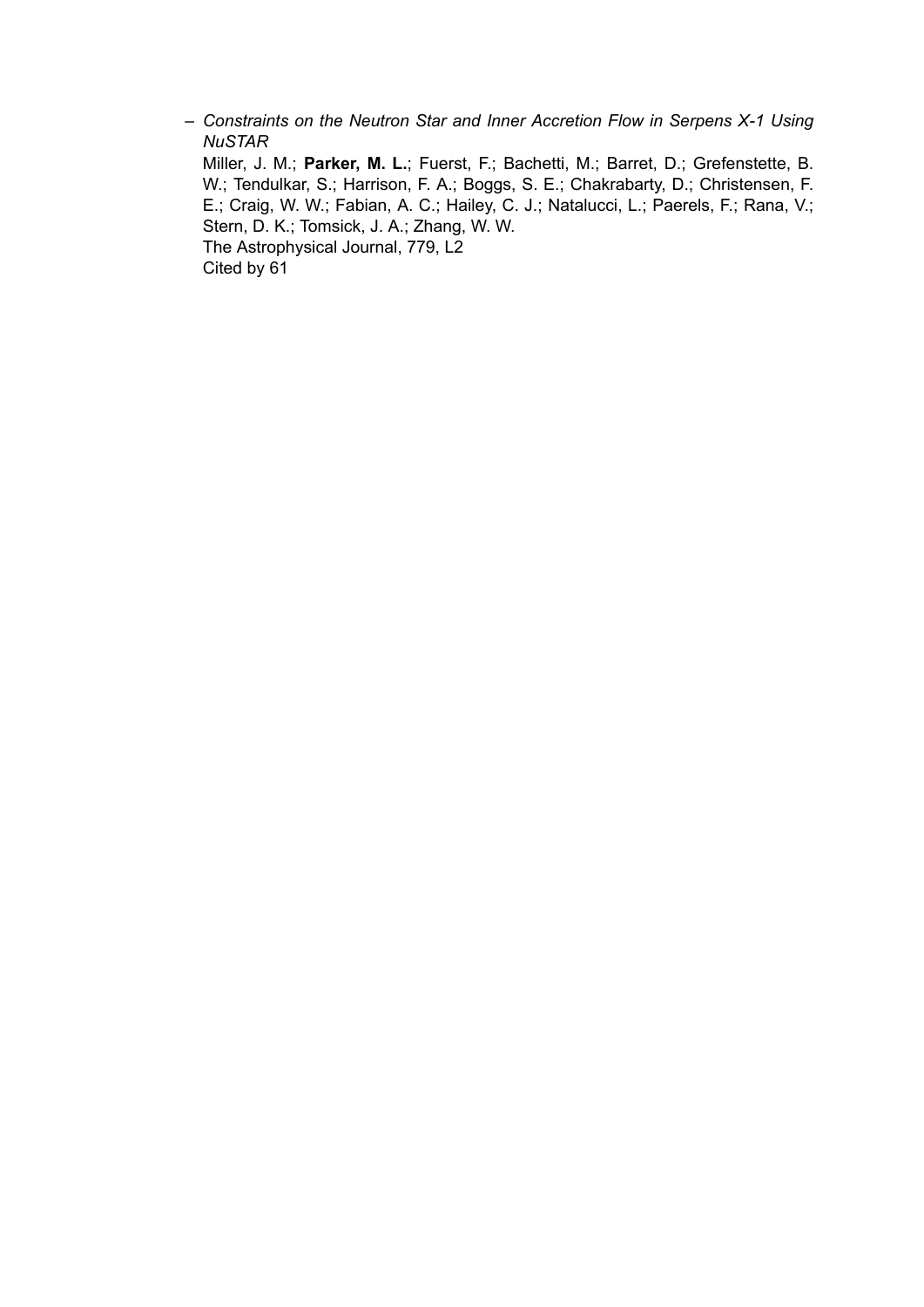- *Constraints on the Neutron Star and Inner Accretion Flow in Serpens X-1 Using NuSTAR*
  Miller, J. M.; **Parker, M. L.**; Fuerst, F.; Bachetti, M.; Barret, D.; Grefenstette, B. W.; Tendulkar, S.; Harrison, F. A.; Boggs, S. E.; Chakrabarty, D.; Christensen, F. E.; Craig, W. W.; Fabian, A. C.; Hailey, C. J.; Natalucci, L.; Paerels, F.; Rana, V.; Stern, D. K.; Tomsick, J. A.; Zhang, W. W.
  The Astrophysical Journal, 779, L2
  Cited by 61